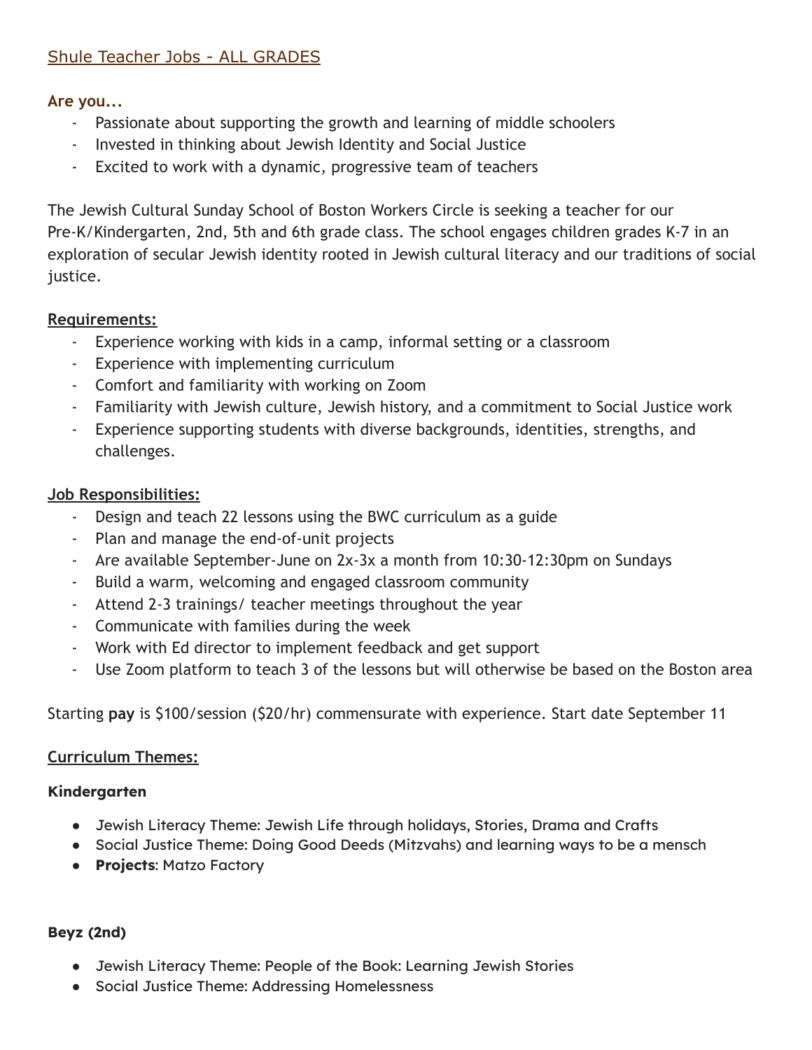## Shule Teacher Jobs - ALL GRADES

**Are you...**

- Passionate about supporting the growth and learning of middle schoolers
- Invested in thinking about Jewish Identity and Social Justice
- Excited to work with a dynamic, progressive team of teachers

The Jewish Cultural Sunday School of Boston Workers Circle is seeking a teacher for our Pre-K/Kindergarten, 2nd, 5th and 6th grade class. The school engages children grades K-7 in an exploration of secular Jewish identity rooted in Jewish cultural literacy and our traditions of social justice.

### Requirements:

- Experience working with kids in a camp, informal setting or a classroom
- Experience with implementing curriculum
- Comfort and familiarity with working on Zoom
- Familiarity with Jewish culture, Jewish history, and a commitment to Social Justice work
- Experience supporting students with diverse backgrounds, identities, strengths, and challenges.

### Job Responsibilities:

- Design and teach 22 lessons using the BWC curriculum as a guide
- Plan and manage the end-of-unit projects
- Are available September-June on 2x-3x a month from 10:30-12:30pm on Sundays
- Build a warm, welcoming and engaged classroom community
- Attend 2-3 trainings/ teacher meetings throughout the year
- Communicate with families during the week
- Work with Ed director to implement feedback and get support
- Use Zoom platform to teach 3 of the lessons but will otherwise be based on the Boston area

Starting **pay** is $100/session ($20/hr) commensurate with experience. Start date September 11

### Curriculum Themes:

#### Kindergarten

- Jewish Literacy Theme: Jewish Life through holidays, Stories, Drama and Crafts
- Social Justice Theme: Doing Good Deeds (Mitzvahs) and learning ways to be a mensch
- **Projects**: Matzo Factory

#### Beyz (2nd)

- Jewish Literacy Theme: People of the Book: Learning Jewish Stories
- Social Justice Theme: Addressing Homelessness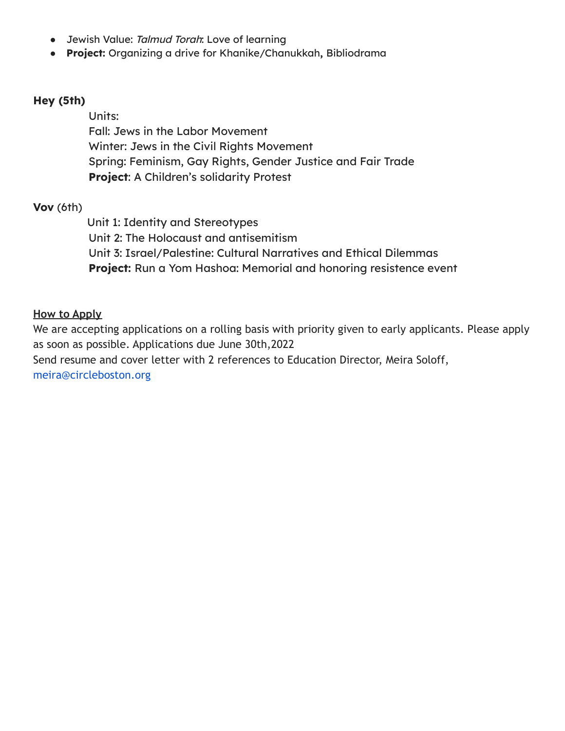- Jewish Value: *Talmud Torah*: Love of learning
- **Project:** Organizing a drive for Khanike/Chanukkah, Bibliodrama

**Hey (5th)**

Units:
Fall: Jews in the Labor Movement
Winter: Jews in the Civil Rights Movement
Spring: Feminism, Gay Rights, Gender Justice and Fair Trade
**Project**: A Children's solidarity Protest

**Vov** (6th)

Unit 1: Identity and Stereotypes
Unit 2: The Holocaust and antisemitism
Unit 3: Israel/Palestine: Cultural Narratives and Ethical Dilemmas
**Project:** Run a Yom Hashoa: Memorial and honoring resistence event

<u>How to Apply</u>

We are accepting applications on a rolling basis with priority given to early applicants. Please apply as soon as possible. Applications due June 30th,2022
Send resume and cover letter with 2 references to Education Director, Meira Soloff, meira@circleboston.org